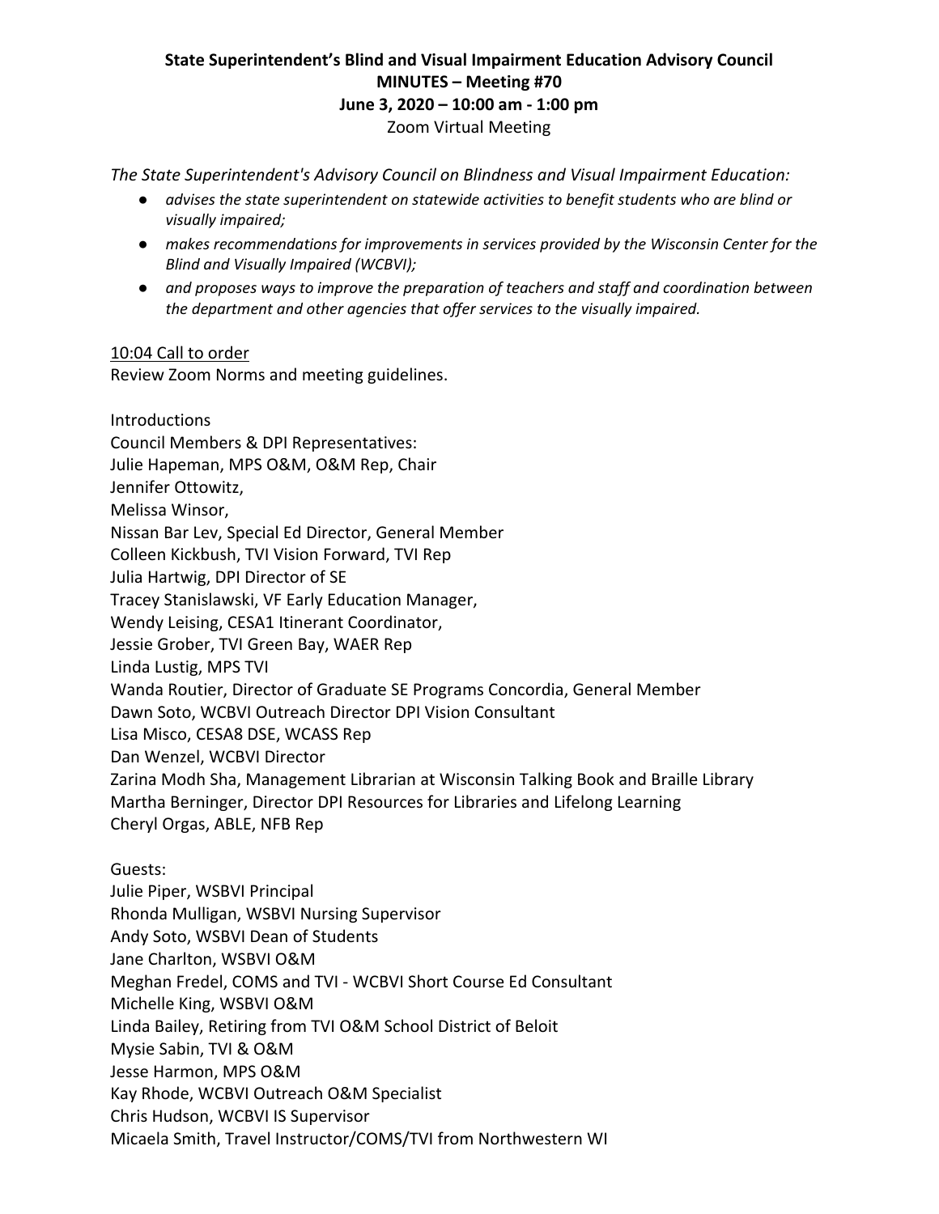**State Superintendent's Blind and Visual Impairment Education Advisory Council**
**MINUTES – Meeting #70**
**June 3, 2020 – 10:00 am - 1:00 pm**
Zoom Virtual Meeting

*The State Superintendent's Advisory Council on Blindness and Visual Impairment Education:*

- *advises the state superintendent on statewide activities to benefit students who are blind or visually impaired;*
- *makes recommendations for improvements in services provided by the Wisconsin Center for the Blind and Visually Impaired (WCBVI);*
- *and proposes ways to improve the preparation of teachers and staff and coordination between the department and other agencies that offer services to the visually impaired.*

<u>10:04 Call to order</u>
Review Zoom Norms and meeting guidelines.

Introductions
Council Members & DPI Representatives:
Julie Hapeman, MPS O&M, O&M Rep, Chair
Jennifer Ottowitz,
Melissa Winsor,
Nissan Bar Lev, Special Ed Director, General Member
Colleen Kickbush, TVI Vision Forward, TVI Rep
Julia Hartwig, DPI Director of SE
Tracey Stanislawski, VF Early Education Manager,
Wendy Leising, CESA1 Itinerant Coordinator,
Jessie Grober, TVI Green Bay, WAER Rep
Linda Lustig, MPS TVI
Wanda Routier, Director of Graduate SE Programs Concordia, General Member
Dawn Soto, WCBVI Outreach Director DPI Vision Consultant
Lisa Misco, CESA8 DSE, WCASS Rep
Dan Wenzel, WCBVI Director
Zarina Modh Sha, Management Librarian at Wisconsin Talking Book and Braille Library
Martha Berninger, Director DPI Resources for Libraries and Lifelong Learning
Cheryl Orgas, ABLE, NFB Rep

Guests:
Julie Piper, WSBVI Principal
Rhonda Mulligan, WSBVI Nursing Supervisor
Andy Soto, WSBVI Dean of Students
Jane Charlton, WSBVI O&M
Meghan Fredel, COMS and TVI - WCBVI Short Course Ed Consultant
Michelle King, WSBVI O&M
Linda Bailey, Retiring from TVI O&M School District of Beloit
Mysie Sabin, TVI & O&M
Jesse Harmon, MPS O&M
Kay Rhode, WCBVI Outreach O&M Specialist
Chris Hudson, WCBVI IS Supervisor
Micaela Smith, Travel Instructor/COMS/TVI from Northwestern WI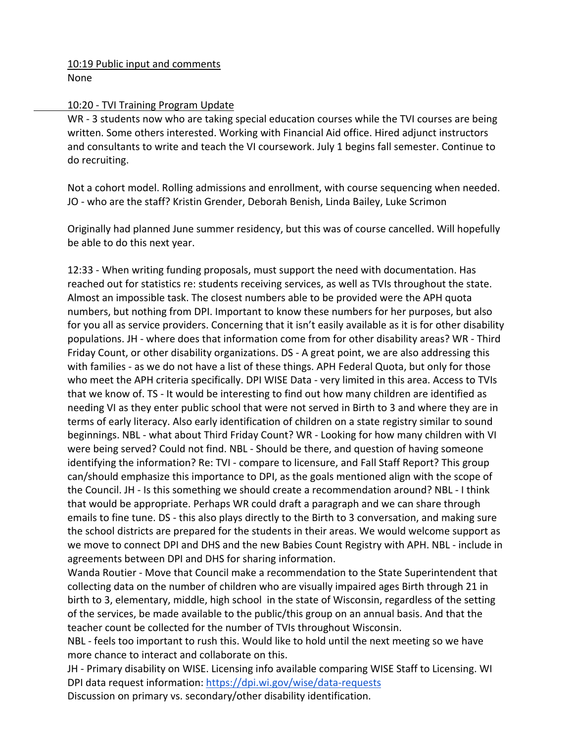10:19 Public input and comments
None

10:20 - TVI Training Program Update
WR - 3 students now who are taking special education courses while the TVI courses are being written. Some others interested. Working with Financial Aid office. Hired adjunct instructors and consultants to write and teach the VI coursework. July 1 begins fall semester. Continue to do recruiting.

Not a cohort model. Rolling admissions and enrollment, with course sequencing when needed. JO - who are the staff? Kristin Grender, Deborah Benish, Linda Bailey, Luke Scrimon

Originally had planned June summer residency, but this was of course cancelled. Will hopefully be able to do this next year.

12:33 - When writing funding proposals, must support the need with documentation. Has reached out for statistics re: students receiving services, as well as TVIs throughout the state. Almost an impossible task. The closest numbers able to be provided were the APH quota numbers, but nothing from DPI. Important to know these numbers for her purposes, but also for you all as service providers. Concerning that it isn't easily available as it is for other disability populations. JH - where does that information come from for other disability areas? WR - Third Friday Count, or other disability organizations. DS - A great point, we are also addressing this with families - as we do not have a list of these things. APH Federal Quota, but only for those who meet the APH criteria specifically. DPI WISE Data - very limited in this area. Access to TVIs that we know of. TS - It would be interesting to find out how many children are identified as needing VI as they enter public school that were not served in Birth to 3 and where they are in terms of early literacy. Also early identification of children on a state registry similar to sound beginnings. NBL - what about Third Friday Count? WR - Looking for how many children with VI were being served? Could not find. NBL - Should be there, and question of having someone identifying the information? Re: TVI - compare to licensure, and Fall Staff Report? This group can/should emphasize this importance to DPI, as the goals mentioned align with the scope of the Council. JH - Is this something we should create a recommendation around? NBL - I think that would be appropriate. Perhaps WR could draft a paragraph and we can share through emails to fine tune. DS - this also plays directly to the Birth to 3 conversation, and making sure the school districts are prepared for the students in their areas. We would welcome support as we move to connect DPI and DHS and the new Babies Count Registry with APH. NBL - include in agreements between DPI and DHS for sharing information.

Wanda Routier - Move that Council make a recommendation to the State Superintendent that collecting data on the number of children who are visually impaired ages Birth through 21 in birth to 3, elementary, middle, high school in the state of Wisconsin, regardless of the setting of the services, be made available to the public/this group on an annual basis. And that the teacher count be collected for the number of TVIs throughout Wisconsin.

NBL - feels too important to rush this. Would like to hold until the next meeting so we have more chance to interact and collaborate on this.

JH - Primary disability on WISE. Licensing info available comparing WISE Staff to Licensing. WI DPI data request information: https://dpi.wi.gov/wise/data-requests

Discussion on primary vs. secondary/other disability identification.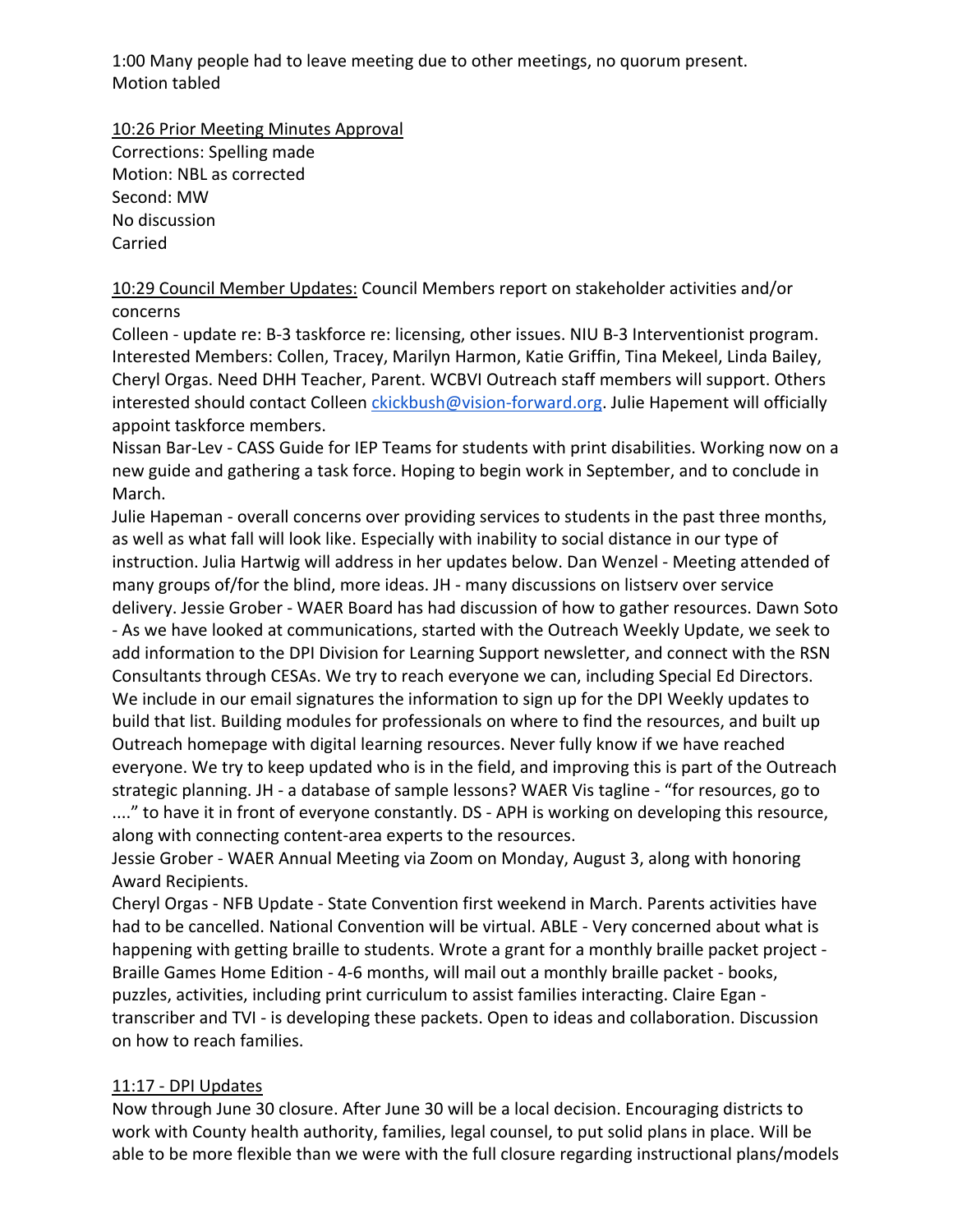1:00 Many people had to leave meeting due to other meetings, no quorum present.
Motion tabled

<u>10:26 Prior Meeting Minutes Approval</u>
Corrections: Spelling made
Motion: NBL as corrected
Second: MW
No discussion
Carried

<u>10:29 Council Member Updates:</u> Council Members report on stakeholder activities and/or concerns

Colleen - update re: B-3 taskforce re: licensing, other issues. NIU B-3 Interventionist program. Interested Members: Collen, Tracey, Marilyn Harmon, Katie Griffin, Tina Mekeel, Linda Bailey, Cheryl Orgas. Need DHH Teacher, Parent. WCBVI Outreach staff members will support. Others interested should contact Colleen ckickbush@vision-forward.org. Julie Hapement will officially appoint taskforce members.

Nissan Bar-Lev - CASS Guide for IEP Teams for students with print disabilities. Working now on a new guide and gathering a task force. Hoping to begin work in September, and to conclude in March.

Julie Hapeman - overall concerns over providing services to students in the past three months, as well as what fall will look like. Especially with inability to social distance in our type of instruction. Julia Hartwig will address in her updates below. Dan Wenzel - Meeting attended of many groups of/for the blind, more ideas. JH - many discussions on listserv over service delivery. Jessie Grober - WAER Board has had discussion of how to gather resources. Dawn Soto - As we have looked at communications, started with the Outreach Weekly Update, we seek to add information to the DPI Division for Learning Support newsletter, and connect with the RSN Consultants through CESAs. We try to reach everyone we can, including Special Ed Directors. We include in our email signatures the information to sign up for the DPI Weekly updates to build that list. Building modules for professionals on where to find the resources, and built up Outreach homepage with digital learning resources. Never fully know if we have reached everyone. We try to keep updated who is in the field, and improving this is part of the Outreach strategic planning. JH - a database of sample lessons? WAER Vis tagline - "for resources, go to ...." to have it in front of everyone constantly. DS - APH is working on developing this resource, along with connecting content-area experts to the resources.

Jessie Grober - WAER Annual Meeting via Zoom on Monday, August 3, along with honoring Award Recipients.

Cheryl Orgas - NFB Update - State Convention first weekend in March. Parents activities have had to be cancelled. National Convention will be virtual. ABLE - Very concerned about what is happening with getting braille to students. Wrote a grant for a monthly braille packet project - Braille Games Home Edition - 4-6 months, will mail out a monthly braille packet - books, puzzles, activities, including print curriculum to assist families interacting. Claire Egan - transcriber and TVI - is developing these packets. Open to ideas and collaboration. Discussion on how to reach families.

<u>11:17 - DPI Updates</u>
Now through June 30 closure. After June 30 will be a local decision. Encouraging districts to work with County health authority, families, legal counsel, to put solid plans in place. Will be able to be more flexible than we were with the full closure regarding instructional plans/models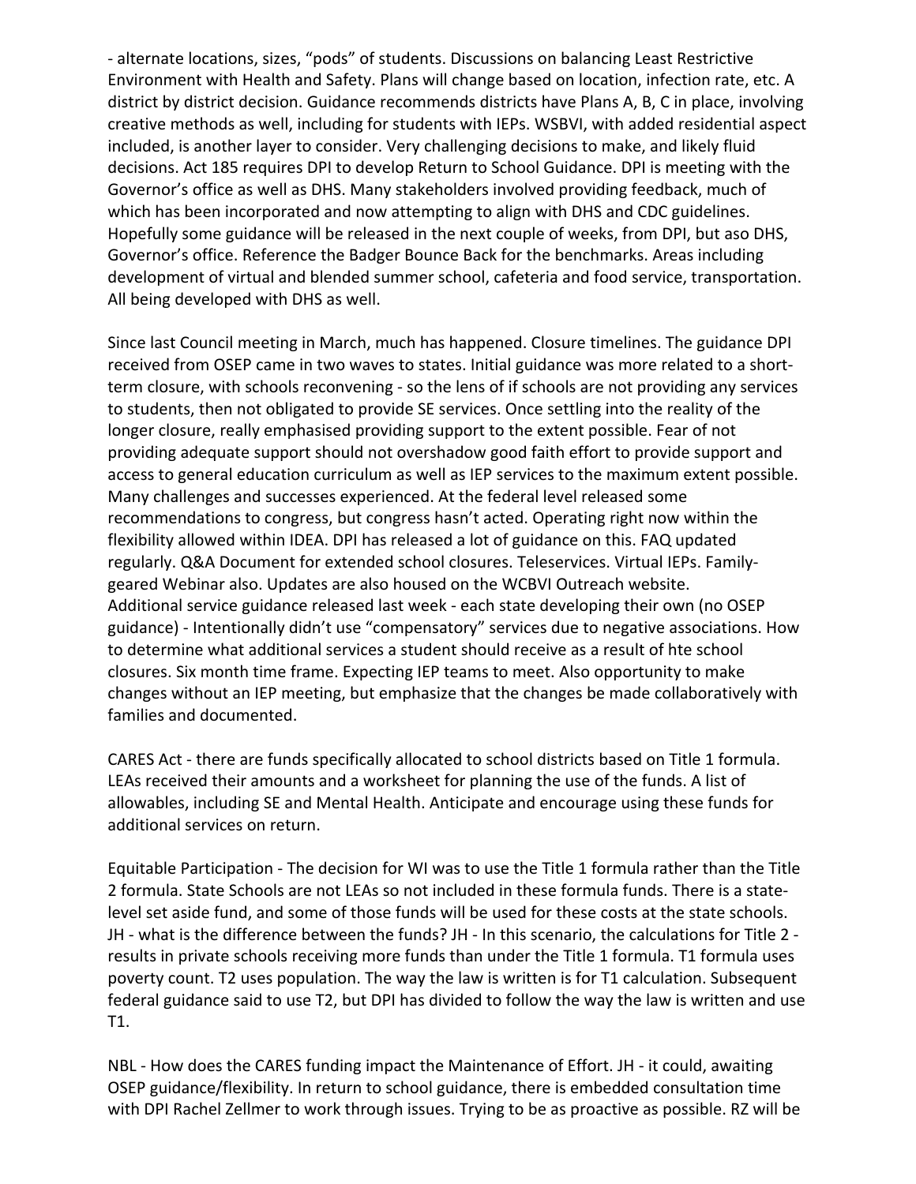- alternate locations, sizes, "pods" of students. Discussions on balancing Least Restrictive Environment with Health and Safety. Plans will change based on location, infection rate, etc. A district by district decision. Guidance recommends districts have Plans A, B, C in place, involving creative methods as well, including for students with IEPs. WSBVI, with added residential aspect included, is another layer to consider. Very challenging decisions to make, and likely fluid decisions. Act 185 requires DPI to develop Return to School Guidance. DPI is meeting with the Governor's office as well as DHS. Many stakeholders involved providing feedback, much of which has been incorporated and now attempting to align with DHS and CDC guidelines. Hopefully some guidance will be released in the next couple of weeks, from DPI, but aso DHS, Governor's office. Reference the Badger Bounce Back for the benchmarks. Areas including development of virtual and blended summer school, cafeteria and food service, transportation. All being developed with DHS as well.

Since last Council meeting in March, much has happened. Closure timelines. The guidance DPI received from OSEP came in two waves to states. Initial guidance was more related to a short-term closure, with schools reconvening - so the lens of if schools are not providing any services to students, then not obligated to provide SE services. Once settling into the reality of the longer closure, really emphasised providing support to the extent possible. Fear of not providing adequate support should not overshadow good faith effort to provide support and access to general education curriculum as well as IEP services to the maximum extent possible. Many challenges and successes experienced. At the federal level released some recommendations to congress, but congress hasn't acted. Operating right now within the flexibility allowed within IDEA. DPI has released a lot of guidance on this. FAQ updated regularly. Q&A Document for extended school closures. Teleservices. Virtual IEPs. Family-geared Webinar also. Updates are also housed on the WCBVI Outreach website.
Additional service guidance released last week - each state developing their own (no OSEP guidance) - Intentionally didn't use "compensatory" services due to negative associations. How to determine what additional services a student should receive as a result of hte school closures. Six month time frame. Expecting IEP teams to meet. Also opportunity to make changes without an IEP meeting, but emphasize that the changes be made collaboratively with families and documented.

CARES Act - there are funds specifically allocated to school districts based on Title 1 formula. LEAs received their amounts and a worksheet for planning the use of the funds. A list of allowables, including SE and Mental Health. Anticipate and encourage using these funds for additional services on return.

Equitable Participation - The decision for WI was to use the Title 1 formula rather than the Title 2 formula. State Schools are not LEAs so not included in these formula funds. There is a state-level set aside fund, and some of those funds will be used for these costs at the state schools. JH - what is the difference between the funds? JH - In this scenario, the calculations for Title 2 - results in private schools receiving more funds than under the Title 1 formula. T1 formula uses poverty count. T2 uses population. The way the law is written is for T1 calculation. Subsequent federal guidance said to use T2, but DPI has divided to follow the way the law is written and use T1.

NBL - How does the CARES funding impact the Maintenance of Effort. JH - it could, awaiting OSEP guidance/flexibility. In return to school guidance, there is embedded consultation time with DPI Rachel Zellmer to work through issues. Trying to be as proactive as possible. RZ will be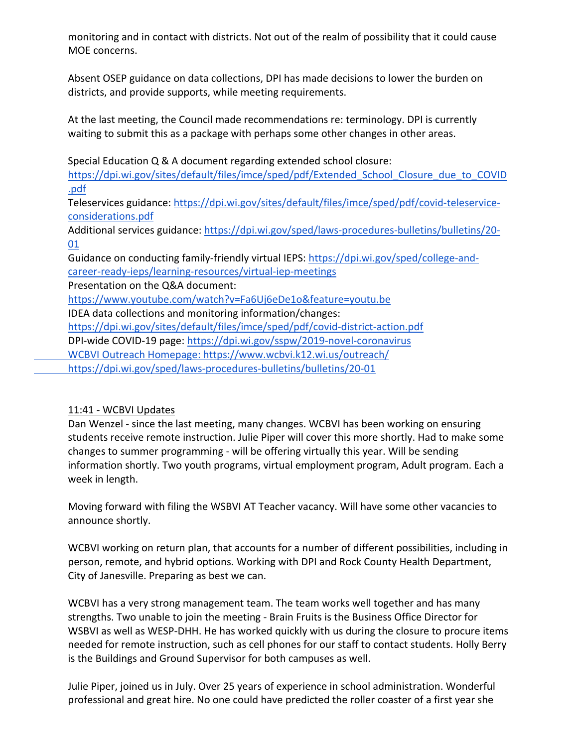monitoring and in contact with districts. Not out of the realm of possibility that it could cause MOE concerns.

Absent OSEP guidance on data collections, DPI has made decisions to lower the burden on districts, and provide supports, while meeting requirements.

At the last meeting, the Council made recommendations re: terminology. DPI is currently waiting to submit this as a package with perhaps some other changes in other areas.

Special Education Q & A document regarding extended school closure: https://dpi.wi.gov/sites/default/files/imce/sped/pdf/Extended_School_Closure_due_to_COVID.pdf
Teleservices guidance: https://dpi.wi.gov/sites/default/files/imce/sped/pdf/covid-teleservice-considerations.pdf
Additional services guidance: https://dpi.wi.gov/sped/laws-procedures-bulletins/bulletins/20-01
Guidance on conducting family-friendly virtual IEPS: https://dpi.wi.gov/sped/college-and-career-ready-ieps/learning-resources/virtual-iep-meetings
Presentation on the Q&A document:
https://www.youtube.com/watch?v=Fa6Uj6eDe1o&feature=youtu.be
IDEA data collections and monitoring information/changes:
https://dpi.wi.gov/sites/default/files/imce/sped/pdf/covid-district-action.pdf
DPI-wide COVID-19 page: https://dpi.wi.gov/sspw/2019-novel-coronavirus
WCBVI Outreach Homepage: https://www.wcbvi.k12.wi.us/outreach/
https://dpi.wi.gov/sped/laws-procedures-bulletins/bulletins/20-01

11:41 - WCBVI Updates

Dan Wenzel - since the last meeting, many changes. WCBVI has been working on ensuring students receive remote instruction. Julie Piper will cover this more shortly. Had to make some changes to summer programming - will be offering virtually this year. Will be sending information shortly. Two youth programs, virtual employment program, Adult program. Each a week in length.

Moving forward with filing the WSBVI AT Teacher vacancy. Will have some other vacancies to announce shortly.

WCBVI working on return plan, that accounts for a number of different possibilities, including in person, remote, and hybrid options. Working with DPI and Rock County Health Department, City of Janesville. Preparing as best we can.

WCBVI has a very strong management team. The team works well together and has many strengths. Two unable to join the meeting - Brain Fruits is the Business Office Director for WSBVI as well as WESP-DHH. He has worked quickly with us during the closure to procure items needed for remote instruction, such as cell phones for our staff to contact students. Holly Berry is the Buildings and Ground Supervisor for both campuses as well.

Julie Piper, joined us in July. Over 25 years of experience in school administration. Wonderful professional and great hire. No one could have predicted the roller coaster of a first year she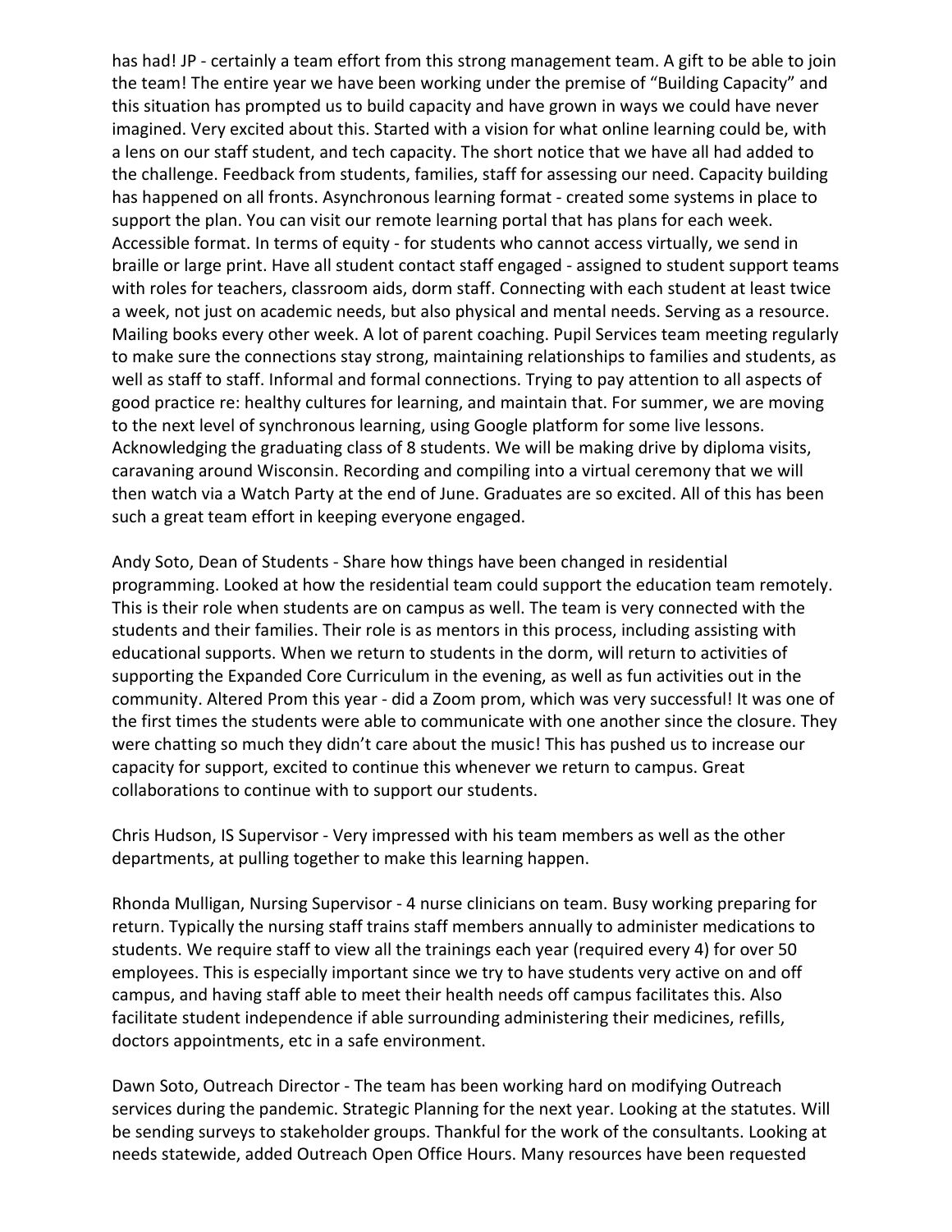has had! JP - certainly a team effort from this strong management team. A gift to be able to join the team! The entire year we have been working under the premise of "Building Capacity" and this situation has prompted us to build capacity and have grown in ways we could have never imagined. Very excited about this. Started with a vision for what online learning could be, with a lens on our staff student, and tech capacity. The short notice that we have all had added to the challenge. Feedback from students, families, staff for assessing our need. Capacity building has happened on all fronts. Asynchronous learning format - created some systems in place to support the plan. You can visit our remote learning portal that has plans for each week. Accessible format. In terms of equity - for students who cannot access virtually, we send in braille or large print. Have all student contact staff engaged - assigned to student support teams with roles for teachers, classroom aids, dorm staff. Connecting with each student at least twice a week, not just on academic needs, but also physical and mental needs. Serving as a resource. Mailing books every other week. A lot of parent coaching. Pupil Services team meeting regularly to make sure the connections stay strong, maintaining relationships to families and students, as well as staff to staff. Informal and formal connections. Trying to pay attention to all aspects of good practice re: healthy cultures for learning, and maintain that. For summer, we are moving to the next level of synchronous learning, using Google platform for some live lessons. Acknowledging the graduating class of 8 students. We will be making drive by diploma visits, caravaning around Wisconsin. Recording and compiling into a virtual ceremony that we will then watch via a Watch Party at the end of June. Graduates are so excited. All of this has been such a great team effort in keeping everyone engaged.

Andy Soto, Dean of Students - Share how things have been changed in residential programming. Looked at how the residential team could support the education team remotely. This is their role when students are on campus as well. The team is very connected with the students and their families. Their role is as mentors in this process, including assisting with educational supports. When we return to students in the dorm, will return to activities of supporting the Expanded Core Curriculum in the evening, as well as fun activities out in the community. Altered Prom this year - did a Zoom prom, which was very successful! It was one of the first times the students were able to communicate with one another since the closure. They were chatting so much they didn't care about the music! This has pushed us to increase our capacity for support, excited to continue this whenever we return to campus. Great collaborations to continue with to support our students.

Chris Hudson, IS Supervisor - Very impressed with his team members as well as the other departments, at pulling together to make this learning happen.

Rhonda Mulligan, Nursing Supervisor - 4 nurse clinicians on team. Busy working preparing for return. Typically the nursing staff trains staff members annually to administer medications to students. We require staff to view all the trainings each year (required every 4) for over 50 employees. This is especially important since we try to have students very active on and off campus, and having staff able to meet their health needs off campus facilitates this. Also facilitate student independence if able surrounding administering their medicines, refills, doctors appointments, etc in a safe environment.

Dawn Soto, Outreach Director - The team has been working hard on modifying Outreach services during the pandemic. Strategic Planning for the next year. Looking at the statutes. Will be sending surveys to stakeholder groups. Thankful for the work of the consultants. Looking at needs statewide, added Outreach Open Office Hours. Many resources have been requested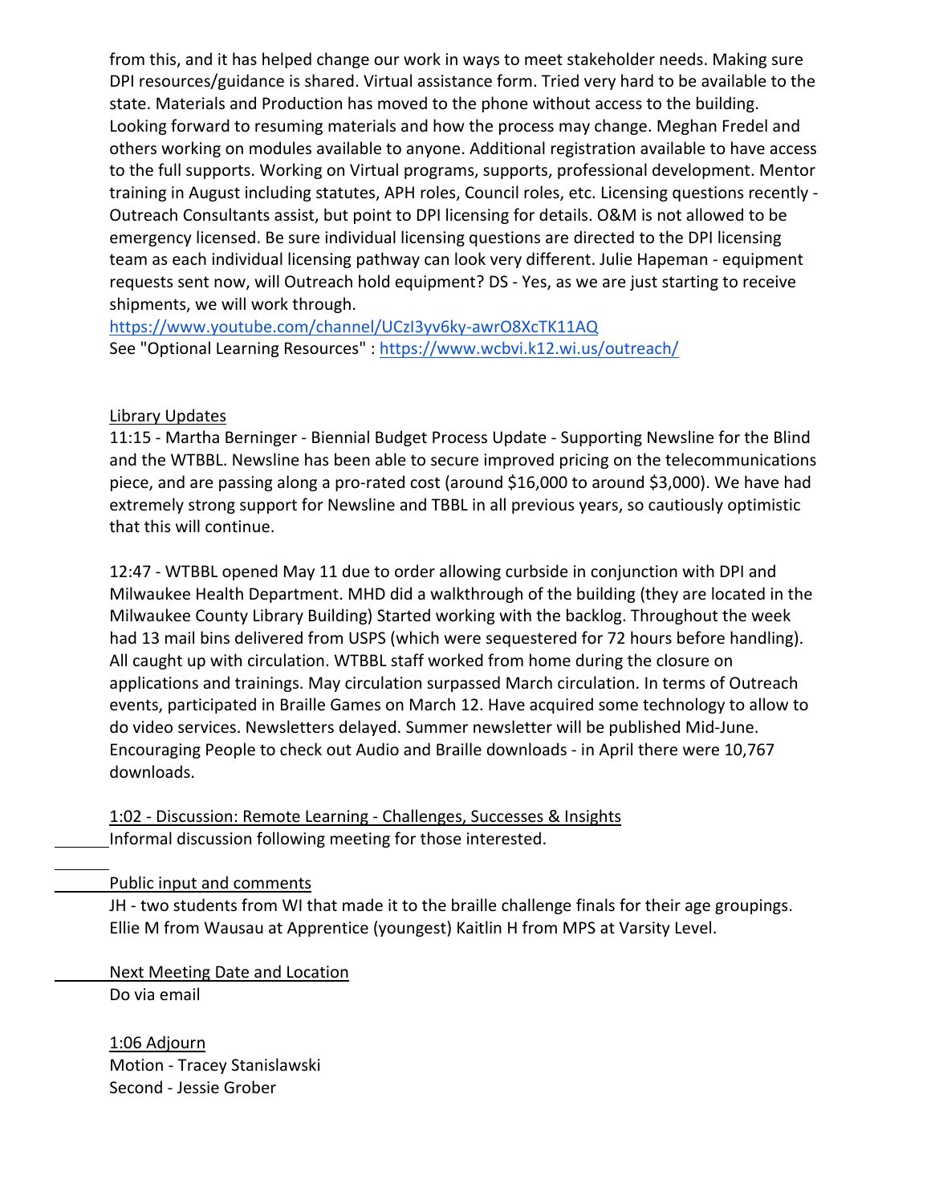from this, and it has helped change our work in ways to meet stakeholder needs. Making sure DPI resources/guidance is shared. Virtual assistance form. Tried very hard to be available to the state. Materials and Production has moved to the phone without access to the building. Looking forward to resuming materials and how the process may change. Meghan Fredel and others working on modules available to anyone. Additional registration available to have access to the full supports. Working on Virtual programs, supports, professional development. Mentor training in August including statutes, APH roles, Council roles, etc. Licensing questions recently - Outreach Consultants assist, but point to DPI licensing for details. O&M is not allowed to be emergency licensed. Be sure individual licensing questions are directed to the DPI licensing team as each individual licensing pathway can look very different. Julie Hapeman - equipment requests sent now, will Outreach hold equipment? DS - Yes, as we are just starting to receive shipments, we will work through.
https://www.youtube.com/channel/UCzI3yv6ky-awrO8XcTK11AQ
See "Optional Learning Resources" : https://www.wcbvi.k12.wi.us/outreach/

Library Updates

11:15 - Martha Berninger - Biennial Budget Process Update - Supporting Newsline for the Blind and the WTBBL. Newsline has been able to secure improved pricing on the telecommunications piece, and are passing along a pro-rated cost (around $16,000 to around $3,000). We have had extremely strong support for Newsline and TBBL in all previous years, so cautiously optimistic that this will continue.

12:47 - WTBBL opened May 11 due to order allowing curbside in conjunction with DPI and Milwaukee Health Department. MHD did a walkthrough of the building (they are located in the Milwaukee County Library Building) Started working with the backlog. Throughout the week had 13 mail bins delivered from USPS (which were sequestered for 72 hours before handling). All caught up with circulation. WTBBL staff worked from home during the closure on applications and trainings. May circulation surpassed March circulation. In terms of Outreach events, participated in Braille Games on March 12. Have acquired some technology to allow to do video services. Newsletters delayed. Summer newsletter will be published Mid-June. Encouraging People to check out Audio and Braille downloads - in April there were 10,767 downloads.

1:02 - Discussion: Remote Learning - Challenges, Successes & Insights
Informal discussion following meeting for those interested.

Public input and comments
JH - two students from WI that made it to the braille challenge finals for their age groupings. Ellie M from Wausau at Apprentice (youngest) Kaitlin H from MPS at Varsity Level.

Next Meeting Date and Location
Do via email

1:06 Adjourn
Motion - Tracey Stanislawski
Second - Jessie Grober